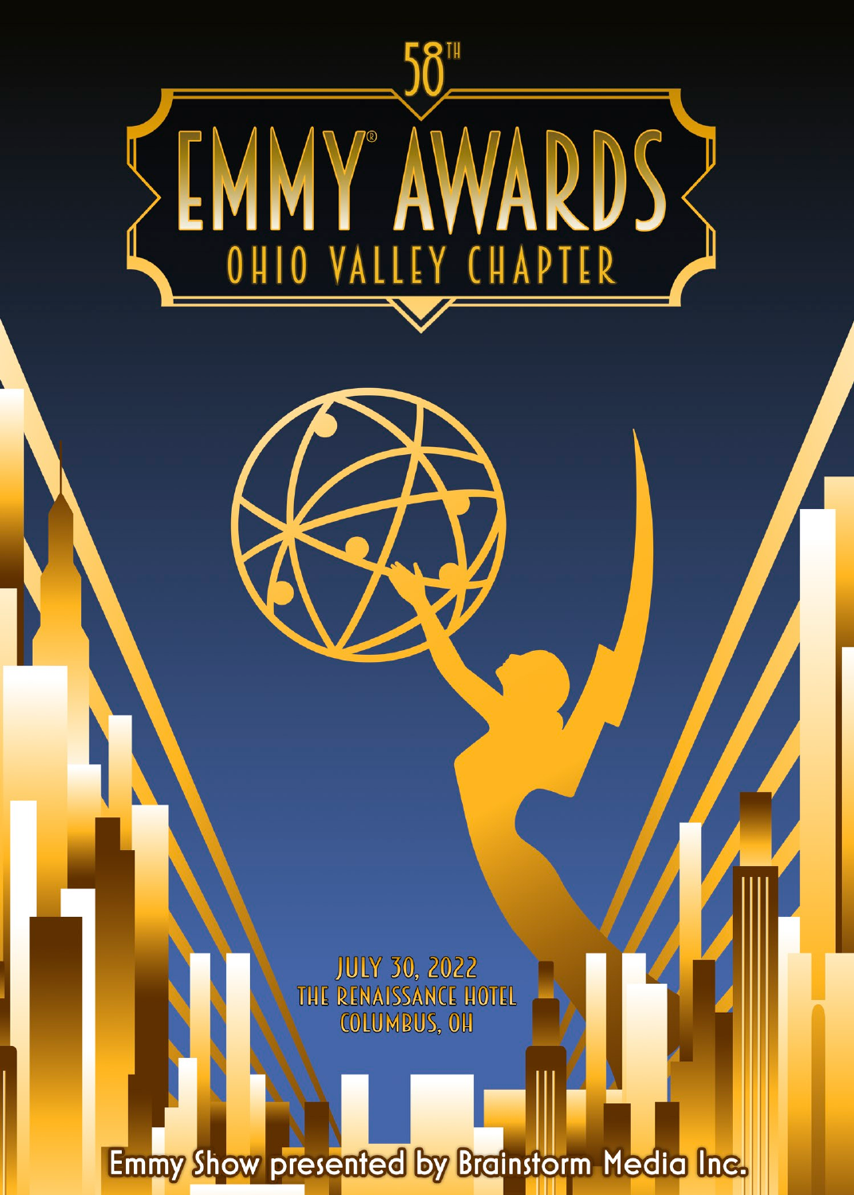# 58TH EMMY® AWARDS

## OHIO VALLEY CHAPTER

JULY 30, 2022
THE RENAISSANCE HOTEL
COLUMBUS, OH

Emmy Show presented by Brainstorm Media Inc.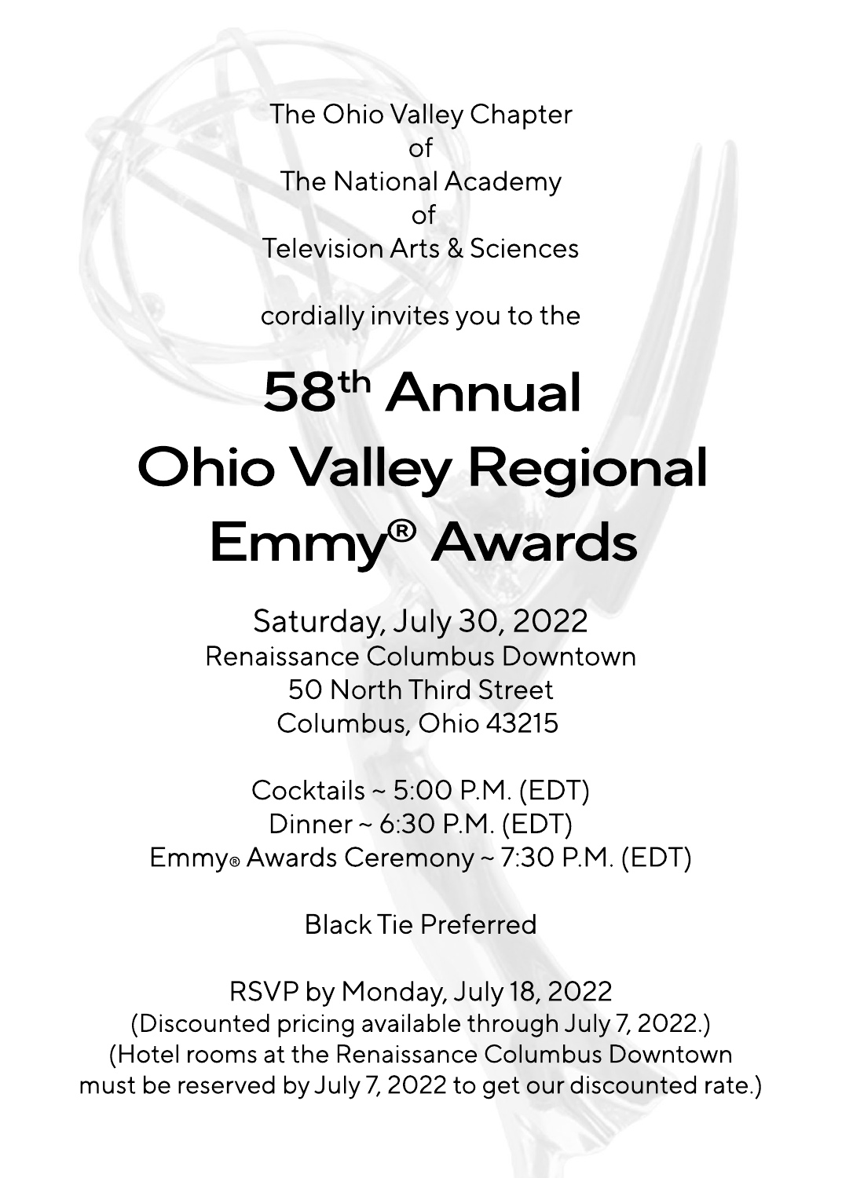The Ohio Valley Chapter
of
The National Academy
of
Television Arts & Sciences

cordially invites you to the

# 58th Annual Ohio Valley Regional Emmy® Awards

Saturday, July 30, 2022
Renaissance Columbus Downtown
50 North Third Street
Columbus, Ohio 43215

Cocktails ~ 5:00 P.M. (EDT)
Dinner ~ 6:30 P.M. (EDT)
Emmy® Awards Ceremony ~ 7:30 P.M. (EDT)

Black Tie Preferred

RSVP by Monday, July 18, 2022
(Discounted pricing available through July 7, 2022.)
(Hotel rooms at the Renaissance Columbus Downtown must be reserved by July 7, 2022 to get our discounted rate.)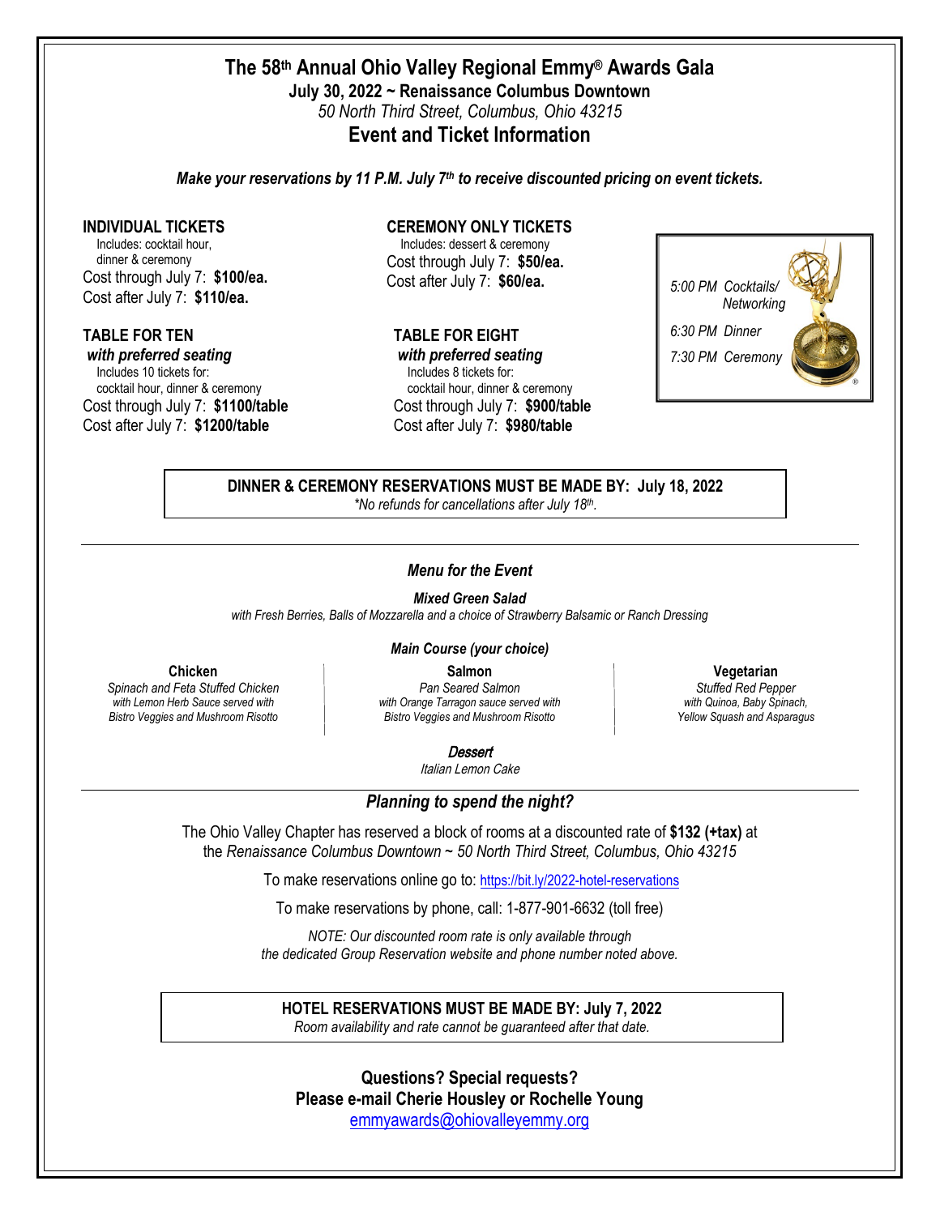# The 58th Annual Ohio Valley Regional Emmy® Awards Gala

**July 30, 2022 ~ Renaissance Columbus Downtown**

*50 North Third Street, Columbus, Ohio 43215*

## Event and Ticket Information

***Make your reservations by 11 P.M. July 7th to receive discounted pricing on event tickets.***

**INDIVIDUAL TICKETS**
Includes: cocktail hour, dinner & ceremony
Cost through July 7: **$100/ea.**
Cost after July 7: **$110/ea.**

**CEREMONY ONLY TICKETS**
Includes: dessert & ceremony
Cost through July 7: **$50/ea.**
Cost after July 7: **$60/ea.**

**TABLE FOR TEN**
***with preferred seating***
Includes 10 tickets for: cocktail hour, dinner & ceremony
Cost through July 7: **$1100/table**
Cost after July 7: **$1200/table**

**TABLE FOR EIGHT**
***with preferred seating***
Includes 8 tickets for: cocktail hour, dinner & ceremony
Cost through July 7: **$900/table**
Cost after July 7: **$980/table**

*5:00 PM Cocktails/ Networking*
*6:30 PM Dinner*
*7:30 PM Ceremony*

**DINNER & CEREMONY RESERVATIONS MUST BE MADE BY: July 18, 2022**
*\*No refunds for cancellations after July 18th.*

---

***Menu for the Event***

***Mixed Green Salad***
*with Fresh Berries, Balls of Mozzarella and a choice of Strawberry Balsamic or Ranch Dressing*

***Main Course (your choice)***

**Chicken**
*Spinach and Feta Stuffed Chicken with Lemon Herb Sauce served with Bistro Veggies and Mushroom Risotto*

**Salmon**
*Pan Seared Salmon with Orange Tarragon sauce served with Bistro Veggies and Mushroom Risotto*

**Vegetarian**
*Stuffed Red Pepper with Quinoa, Baby Spinach, Yellow Squash and Asparagus*

***Dessert***
*Italian Lemon Cake*

---

***Planning to spend the night?***

The Ohio Valley Chapter has reserved a block of rooms at a discounted rate of **$132 (+tax)** at the *Renaissance Columbus Downtown ~ 50 North Third Street, Columbus, Ohio 43215*

To make reservations online go to: https://bit.ly/2022-hotel-reservations

To make reservations by phone, call: 1-877-901-6632 (toll free)

*NOTE: Our discounted room rate is only available through the dedicated Group Reservation website and phone number noted above.*

**HOTEL RESERVATIONS MUST BE MADE BY: July 7, 2022**
*Room availability and rate cannot be guaranteed after that date.*

**Questions? Special requests?**
**Please e-mail Cherie Housley or Rochelle Young**
emmyawards@ohiovalleyemmy.org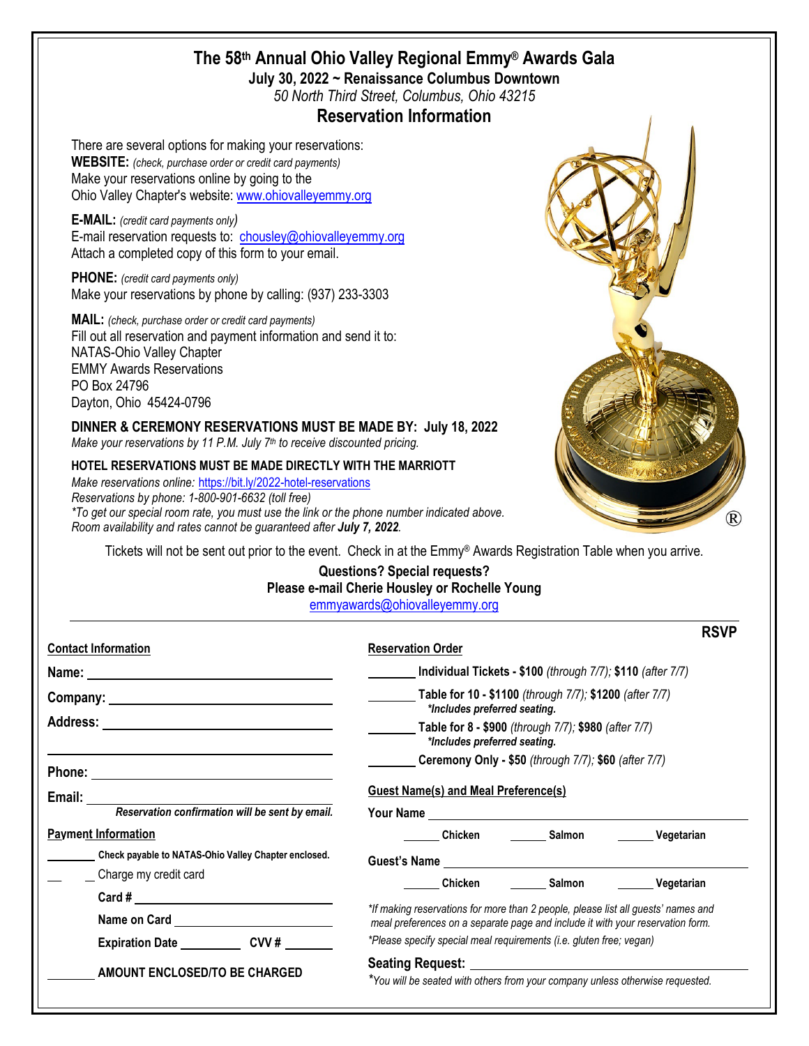# The 58th Annual Ohio Valley Regional Emmy® Awards Gala

**July 30, 2022 ~ Renaissance Columbus Downtown**

*50 North Third Street, Columbus, Ohio 43215*

## Reservation Information

There are several options for making your reservations:

**WEBSITE:** *(check, purchase order or credit card payments)*
Make your reservations online by going to the Ohio Valley Chapter's website: www.ohiovalleyemmy.org

**E-MAIL:** *(credit card payments only)*
E-mail reservation requests to: chousley@ohiovalleyemmy.org
Attach a completed copy of this form to your email.

**PHONE:** *(credit card payments only)*
Make your reservations by phone by calling: (937) 233-3303

**MAIL:** *(check, purchase order or credit card payments)*
Fill out all reservation and payment information and send it to:
NATAS-Ohio Valley Chapter
EMMY Awards Reservations
PO Box 24796
Dayton, Ohio 45424-0796

**DINNER & CEREMONY RESERVATIONS MUST BE MADE BY: July 18, 2022**
*Make your reservations by 11 P.M. July 7th to receive discounted pricing.*

**HOTEL RESERVATIONS MUST BE MADE DIRECTLY WITH THE MARRIOTT**
*Make reservations online:* https://bit.ly/2022-hotel-reservations
*Reservations by phone: 1-800-901-6632 (toll free)*
*\*To get our special room rate, you must use the link or the phone number indicated above. Room availability and rates cannot be guaranteed after **July 7, 2022**.*

Tickets will not be sent out prior to the event. Check in at the Emmy® Awards Registration Table when you arrive.

**Questions? Special requests?**
**Please e-mail Cherie Housley or Rochelle Young**
emmyawards@ohiovalleyemmy.org

---

**RSVP**

**Contact Information**

**Name:** ______________________

**Company:** ______________________

**Address:** ______________________

______________________

**Phone:** ______________________

**Email:** ______________________
***Reservation confirmation will be sent by email.***

**Payment Information**

_______ **Check payable to NATAS-Ohio Valley Chapter enclosed.**

_______ Charge my credit card

**Card #** ______________________

**Name on Card** ______________________

**Expiration Date** __________ **CVV #** __________

_______ **AMOUNT ENCLOSED/TO BE CHARGED**

**Reservation Order**

_______ **Individual Tickets - $100** *(through 7/7);* **$110** *(after 7/7)*

_______ **Table for 10 - $1100** *(through 7/7);* **$1200** *(after 7/7)*
***\*Includes preferred seating.***

_______ **Table for 8 - $900** *(through 7/7);* **$980** *(after 7/7)*
***\*Includes preferred seating.***

_______ **Ceremony Only - $50** *(through 7/7);* **$60** *(after 7/7)*

**Guest Name(s) and Meal Preference(s)**

**Your Name** ______________________

_____ **Chicken** _____ **Salmon** _____ **Vegetarian**

**Guest's Name** ______________________

_____ **Chicken** _____ **Salmon** _____ **Vegetarian**

*\*If making reservations for more than 2 people, please list all guests' names and meal preferences on a separate page and include it with your reservation form.*

*\*Please specify special meal requirements (i.e. gluten free; vegan)*

**Seating Request:** ______________________

*\*You will be seated with others from your company unless otherwise requested.*